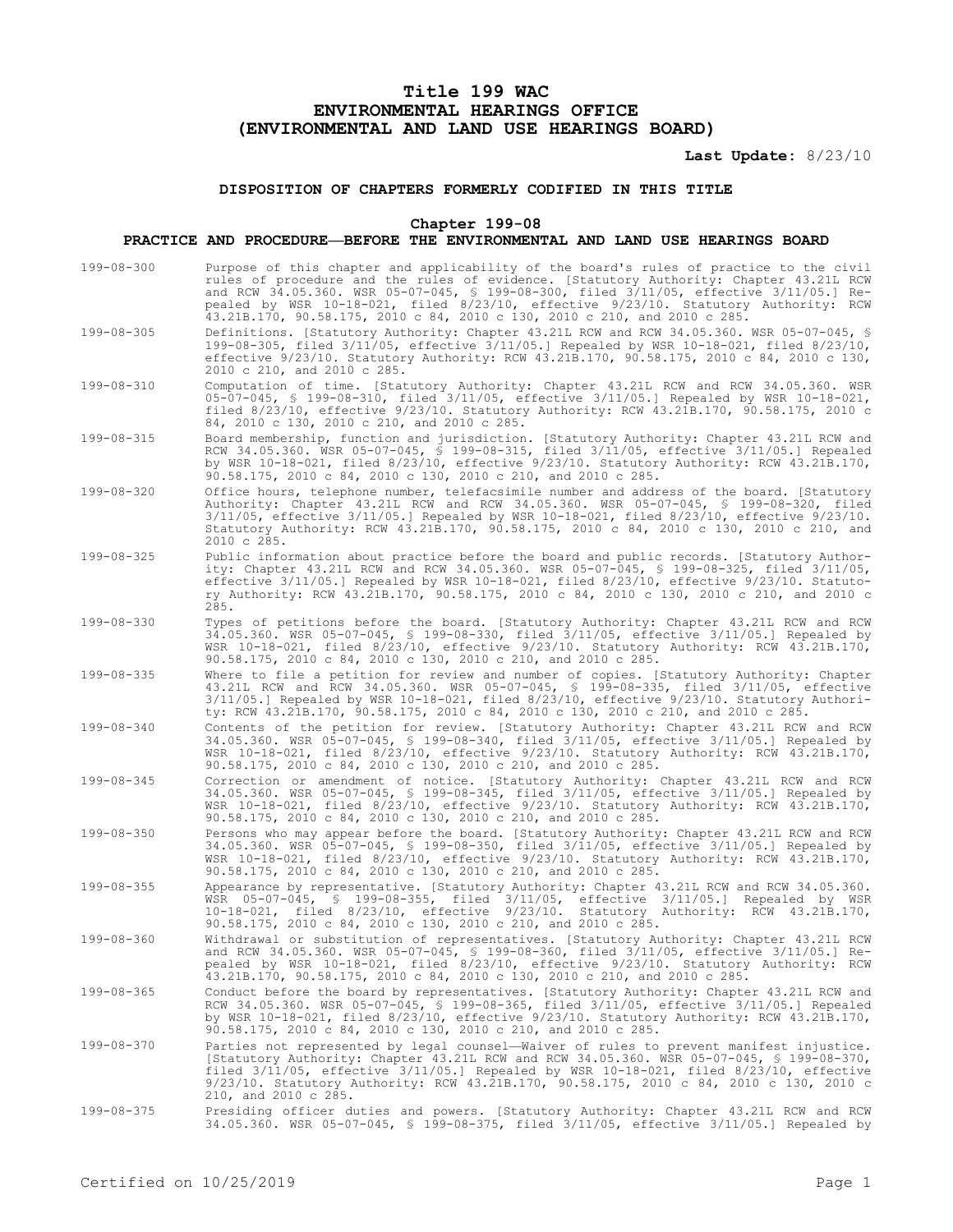# Title 199 WAC
# ENVIRONMENTAL HEARINGS OFFICE
# (ENVIRONMENTAL AND LAND USE HEARINGS BOARD)

**Last Update:** 8/23/10

### DISPOSITION OF CHAPTERS FORMERLY CODIFIED IN THIS TITLE

### Chapter 199-08
### PRACTICE AND PROCEDURE—BEFORE THE ENVIRONMENTAL AND LAND USE HEARINGS BOARD

199-08-300 Purpose of this chapter and applicability of the board's rules of practice to the civil rules of procedure and the rules of evidence. [Statutory Authority: Chapter 43.21L RCW and RCW 34.05.360. WSR 05-07-045, § 199-08-300, filed 3/11/05, effective 3/11/05.] Repealed by WSR 10-18-021, filed 8/23/10, effective 9/23/10. Statutory Authority: RCW 43.21B.170, 90.58.175, 2010 c 84, 2010 c 130, 2010 c 210, and 2010 c 285.

199-08-305 Definitions. [Statutory Authority: Chapter 43.21L RCW and RCW 34.05.360. WSR 05-07-045, § 199-08-305, filed 3/11/05, effective 3/11/05.] Repealed by WSR 10-18-021, filed 8/23/10, effective 9/23/10. Statutory Authority: RCW 43.21B.170, 90.58.175, 2010 c 84, 2010 c 130, 2010 c 210, and 2010 c 285.

199-08-310 Computation of time. [Statutory Authority: Chapter 43.21L RCW and RCW 34.05.360. WSR 05-07-045, § 199-08-310, filed 3/11/05, effective 3/11/05.] Repealed by WSR 10-18-021, filed 8/23/10, effective 9/23/10. Statutory Authority: RCW 43.21B.170, 90.58.175, 2010 c 84, 2010 c 130, 2010 c 210, and 2010 c 285.

199-08-315 Board membership, function and jurisdiction. [Statutory Authority: Chapter 43.21L RCW and RCW 34.05.360. WSR 05-07-045, § 199-08-315, filed 3/11/05, effective 3/11/05.] Repealed by WSR 10-18-021, filed 8/23/10, effective 9/23/10. Statutory Authority: RCW 43.21B.170, 90.58.175, 2010 c 84, 2010 c 130, 2010 c 210, and 2010 c 285.

199-08-320 Office hours, telephone number, telefacsimile number and address of the board. [Statutory Authority: Chapter 43.21L RCW and RCW 34.05.360. WSR 05-07-045, § 199-08-320, filed 3/11/05, effective 3/11/05.] Repealed by WSR 10-18-021, filed 8/23/10, effective 9/23/10. Statutory Authority: RCW 43.21B.170, 90.58.175, 2010 c 84, 2010 c 130, 2010 c 210, and 2010 c 285.

199-08-325 Public information about practice before the board and public records. [Statutory Authority: Chapter 43.21L RCW and RCW 34.05.360. WSR 05-07-045, § 199-08-325, filed 3/11/05, effective 3/11/05.] Repealed by WSR 10-18-021, filed 8/23/10, effective 9/23/10. Statutory Authority: RCW 43.21B.170, 90.58.175, 2010 c 84, 2010 c 130, 2010 c 210, and 2010 c 285.

199-08-330 Types of petitions before the board. [Statutory Authority: Chapter 43.21L RCW and RCW 34.05.360. WSR 05-07-045, § 199-08-330, filed 3/11/05, effective 3/11/05.] Repealed by WSR 10-18-021, filed 8/23/10, effective 9/23/10. Statutory Authority: RCW 43.21B.170, 90.58.175, 2010 c 84, 2010 c 130, 2010 c 210, and 2010 c 285.

199-08-335 Where to file a petition for review and number of copies. [Statutory Authority: Chapter 43.21L RCW and RCW 34.05.360. WSR 05-07-045, § 199-08-335, filed 3/11/05, effective 3/11/05.] Repealed by WSR 10-18-021, filed 8/23/10, effective 9/23/10. Statutory Authority: RCW 43.21B.170, 90.58.175, 2010 c 84, 2010 c 130, 2010 c 210, and 2010 c 285.

199-08-340 Contents of the petition for review. [Statutory Authority: Chapter 43.21L RCW and RCW 34.05.360. WSR 05-07-045, § 199-08-340, filed 3/11/05, effective 3/11/05.] Repealed by WSR 10-18-021, filed 8/23/10, effective 9/23/10. Statutory Authority: RCW 43.21B.170, 90.58.175, 2010 c 84, 2010 c 130, 2010 c 210, and 2010 c 285.

199-08-345 Correction or amendment of notice. [Statutory Authority: Chapter 43.21L RCW and RCW 34.05.360. WSR 05-07-045, § 199-08-345, filed 3/11/05, effective 3/11/05.] Repealed by WSR 10-18-021, filed 8/23/10, effective 9/23/10. Statutory Authority: RCW 43.21B.170, 90.58.175, 2010 c 84, 2010 c 130, 2010 c 210, and 2010 c 285.

199-08-350 Persons who may appear before the board. [Statutory Authority: Chapter 43.21L RCW and RCW 34.05.360. WSR 05-07-045, § 199-08-350, filed 3/11/05, effective 3/11/05.] Repealed by WSR 10-18-021, filed 8/23/10, effective 9/23/10. Statutory Authority: RCW 43.21B.170, 90.58.175, 2010 c 84, 2010 c 130, 2010 c 210, and 2010 c 285.

199-08-355 Appearance by representative. [Statutory Authority: Chapter 43.21L RCW and RCW 34.05.360. WSR 05-07-045, § 199-08-355, filed 3/11/05, effective 3/11/05.] Repealed by WSR 10-18-021, filed 8/23/10, effective 9/23/10. Statutory Authority: RCW 43.21B.170, 90.58.175, 2010 c 84, 2010 c 130, 2010 c 210, and 2010 c 285.

199-08-360 Withdrawal or substitution of representatives. [Statutory Authority: Chapter 43.21L RCW and RCW 34.05.360. WSR 05-07-045, § 199-08-360, filed 3/11/05, effective 3/11/05.] Repealed by WSR 10-18-021, filed 8/23/10, effective 9/23/10. Statutory Authority: RCW 43.21B.170, 90.58.175, 2010 c 84, 2010 c 130, 2010 c 210, and 2010 c 285.

199-08-365 Conduct before the board by representatives. [Statutory Authority: Chapter 43.21L RCW and RCW 34.05.360. WSR 05-07-045, § 199-08-365, filed 3/11/05, effective 3/11/05.] Repealed by WSR 10-18-021, filed 8/23/10, effective 9/23/10. Statutory Authority: RCW 43.21B.170, 90.58.175, 2010 c 84, 2010 c 130, 2010 c 210, and 2010 c 285.

199-08-370 Parties not represented by legal counsel—Waiver of rules to prevent manifest injustice. [Statutory Authority: Chapter 43.21L RCW and RCW 34.05.360. WSR 05-07-045, § 199-08-370, filed 3/11/05, effective 3/11/05.] Repealed by WSR 10-18-021, filed 8/23/10, effective 9/23/10. Statutory Authority: RCW 43.21B.170, 90.58.175, 2010 c 84, 2010 c 130, 2010 c 210, and 2010 c 285.

199-08-375 Presiding officer duties and powers. [Statutory Authority: Chapter 43.21L RCW and RCW 34.05.360. WSR 05-07-045, § 199-08-375, filed 3/11/05, effective 3/11/05.] Repealed by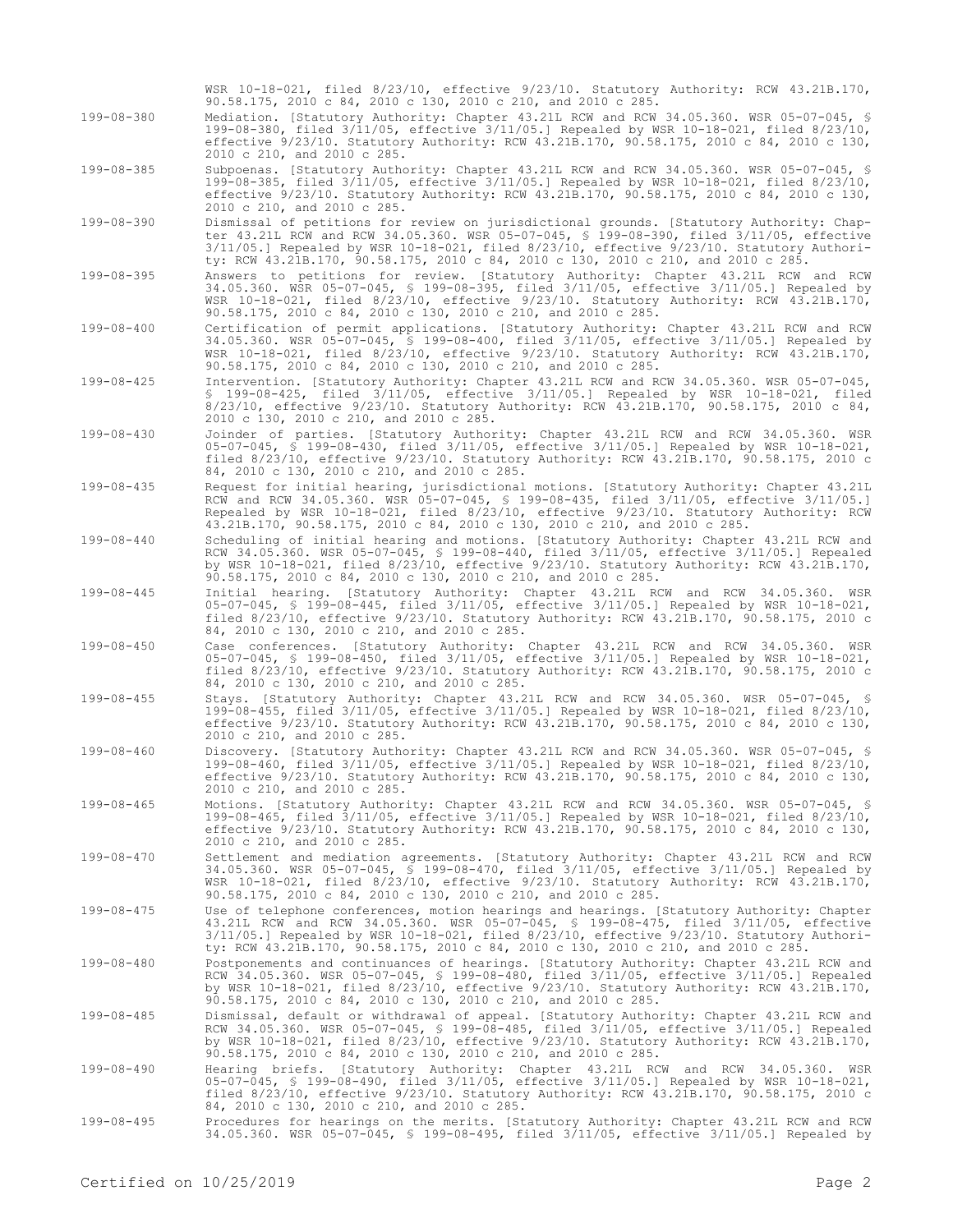WSR 10-18-021, filed 8/23/10, effective 9/23/10. Statutory Authority: RCW 43.21B.170, 90.58.175, 2010 c 84, 2010 c 130, 2010 c 210, and 2010 c 285.

199-08-380 Mediation. [Statutory Authority: Chapter 43.21L RCW and RCW 34.05.360. WSR 05-07-045, § 199-08-380, filed 3/11/05, effective 3/11/05.] Repealed by WSR 10-18-021, filed 8/23/10, effective 9/23/10. Statutory Authority: RCW 43.21B.170, 90.58.175, 2010 c 84, 2010 c 130, 2010 c 210, and 2010 c 285.

199-08-385 Subpoenas. [Statutory Authority: Chapter 43.21L RCW and RCW 34.05.360. WSR 05-07-045, § 199-08-385, filed 3/11/05, effective 3/11/05.] Repealed by WSR 10-18-021, filed 8/23/10, effective 9/23/10. Statutory Authority: RCW 43.21B.170, 90.58.175, 2010 c 84, 2010 c 130, 2010 c 210, and 2010 c 285.

199-08-390 Dismissal of petitions for review on jurisdictional grounds. [Statutory Authority: Chapter 43.21L RCW and RCW 34.05.360. WSR 05-07-045, § 199-08-390, filed 3/11/05, effective 3/11/05.] Repealed by WSR 10-18-021, filed 8/23/10, effective 9/23/10. Statutory Authority: RCW 43.21B.170, 90.58.175, 2010 c 84, 2010 c 130, 2010 c 210, and 2010 c 285.

199-08-395 Answers to petitions for review. [Statutory Authority: Chapter 43.21L RCW and RCW 34.05.360. WSR 05-07-045, § 199-08-395, filed 3/11/05, effective 3/11/05.] Repealed by WSR 10-18-021, filed 8/23/10, effective 9/23/10. Statutory Authority: RCW 43.21B.170, 90.58.175, 2010 c 84, 2010 c 130, 2010 c 210, and 2010 c 285.

199-08-400 Certification of permit applications. [Statutory Authority: Chapter 43.21L RCW and RCW 34.05.360. WSR 05-07-045, § 199-08-400, filed 3/11/05, effective 3/11/05.] Repealed by WSR 10-18-021, filed 8/23/10, effective 9/23/10. Statutory Authority: RCW 43.21B.170, 90.58.175, 2010 c 84, 2010 c 130, 2010 c 210, and 2010 c 285.

199-08-425 Intervention. [Statutory Authority: Chapter 43.21L RCW and RCW 34.05.360. WSR 05-07-045, § 199-08-425, filed 3/11/05, effective 3/11/05.] Repealed by WSR 10-18-021, filed 8/23/10, effective 9/23/10. Statutory Authority: RCW 43.21B.170, 90.58.175, 2010 c 84, 2010 c 130, 2010 c 210, and 2010 c 285.

199-08-430 Joinder of parties. [Statutory Authority: Chapter 43.21L RCW and RCW 34.05.360. WSR 05-07-045, § 199-08-430, filed 3/11/05, effective 3/11/05.] Repealed by WSR 10-18-021, filed 8/23/10, effective 9/23/10. Statutory Authority: RCW 43.21B.170, 90.58.175, 2010 c 84, 2010 c 130, 2010 c 210, and 2010 c 285.

199-08-435 Request for initial hearing, jurisdictional motions. [Statutory Authority: Chapter 43.21L RCW and RCW 34.05.360. WSR 05-07-045, § 199-08-435, filed 3/11/05, effective 3/11/05.] Repealed by WSR 10-18-021, filed 8/23/10, effective 9/23/10. Statutory Authority: RCW 43.21B.170, 90.58.175, 2010 c 84, 2010 c 130, 2010 c 210, and 2010 c 285.

199-08-440 Scheduling of initial hearing and motions. [Statutory Authority: Chapter 43.21L RCW and RCW 34.05.360. WSR 05-07-045, § 199-08-440, filed 3/11/05, effective 3/11/05.] Repealed by WSR 10-18-021, filed 8/23/10, effective 9/23/10. Statutory Authority: RCW 43.21B.170, 90.58.175, 2010 c 84, 2010 c 130, 2010 c 210, and 2010 c 285.

199-08-445 Initial hearing. [Statutory Authority: Chapter 43.21L RCW and RCW 34.05.360. WSR 05-07-045, § 199-08-445, filed 3/11/05, effective 3/11/05.] Repealed by WSR 10-18-021, filed 8/23/10, effective 9/23/10. Statutory Authority: RCW 43.21B.170, 90.58.175, 2010 c 84, 2010 c 130, 2010 c 210, and 2010 c 285.

199-08-450 Case conferences. [Statutory Authority: Chapter 43.21L RCW and RCW 34.05.360. WSR 05-07-045, § 199-08-450, filed 3/11/05, effective 3/11/05.] Repealed by WSR 10-18-021, filed 8/23/10, effective 9/23/10. Statutory Authority: RCW 43.21B.170, 90.58.175, 2010 c 84, 2010 c 130, 2010 c 210, and 2010 c 285.

199-08-455 Stays. [Statutory Authority: Chapter 43.21L RCW and RCW 34.05.360. WSR 05-07-045, § 199-08-455, filed 3/11/05, effective 3/11/05.] Repealed by WSR 10-18-021, filed 8/23/10, effective 9/23/10. Statutory Authority: RCW 43.21B.170, 90.58.175, 2010 c 84, 2010 c 130, 2010 c 210, and 2010 c 285.

199-08-460 Discovery. [Statutory Authority: Chapter 43.21L RCW and RCW 34.05.360. WSR 05-07-045, § 199-08-460, filed 3/11/05, effective 3/11/05.] Repealed by WSR 10-18-021, filed 8/23/10, effective 9/23/10. Statutory Authority: RCW 43.21B.170, 90.58.175, 2010 c 84, 2010 c 130, 2010 c 210, and 2010 c 285.

199-08-465 Motions. [Statutory Authority: Chapter 43.21L RCW and RCW 34.05.360. WSR 05-07-045, § 199-08-465, filed 3/11/05, effective 3/11/05.] Repealed by WSR 10-18-021, filed 8/23/10, effective 9/23/10. Statutory Authority: RCW 43.21B.170, 90.58.175, 2010 c 84, 2010 c 130, 2010 c 210, and 2010 c 285.

199-08-470 Settlement and mediation agreements. [Statutory Authority: Chapter 43.21L RCW and RCW 34.05.360. WSR 05-07-045, § 199-08-470, filed 3/11/05, effective 3/11/05.] Repealed by WSR 10-18-021, filed 8/23/10, effective 9/23/10. Statutory Authority: RCW 43.21B.170, 90.58.175, 2010 c 84, 2010 c 130, 2010 c 210, and 2010 c 285.

199-08-475 Use of telephone conferences, motion hearings and hearings. [Statutory Authority: Chapter 43.21L RCW and RCW 34.05.360. WSR 05-07-045, § 199-08-475, filed 3/11/05, effective 3/11/05.] Repealed by WSR 10-18-021, filed 8/23/10, effective 9/23/10. Statutory Authority: RCW 43.21B.170, 90.58.175, 2010 c 84, 2010 c 130, 2010 c 210, and 2010 c 285.

199-08-480 Postponements and continuances of hearings. [Statutory Authority: Chapter 43.21L RCW and RCW 34.05.360. WSR 05-07-045, § 199-08-480, filed 3/11/05, effective 3/11/05.] Repealed by WSR 10-18-021, filed 8/23/10, effective 9/23/10. Statutory Authority: RCW 43.21B.170, 90.58.175, 2010 c 84, 2010 c 130, 2010 c 210, and 2010 c 285.

199-08-485 Dismissal, default or withdrawal of appeal. [Statutory Authority: Chapter 43.21L RCW and RCW 34.05.360. WSR 05-07-045, § 199-08-485, filed 3/11/05, effective 3/11/05.] Repealed by WSR 10-18-021, filed 8/23/10, effective 9/23/10. Statutory Authority: RCW 43.21B.170, 90.58.175, 2010 c 84, 2010 c 130, 2010 c 210, and 2010 c 285.

199-08-490 Hearing briefs. [Statutory Authority: Chapter 43.21L RCW and RCW 34.05.360. WSR 05-07-045, § 199-08-490, filed 3/11/05, effective 3/11/05.] Repealed by WSR 10-18-021, filed 8/23/10, effective 9/23/10. Statutory Authority: RCW 43.21B.170, 90.58.175, 2010 c 84, 2010 c 130, 2010 c 210, and 2010 c 285.

199-08-495 Procedures for hearings on the merits. [Statutory Authority: Chapter 43.21L RCW and RCW 34.05.360. WSR 05-07-045, § 199-08-495, filed 3/11/05, effective 3/11/05.] Repealed by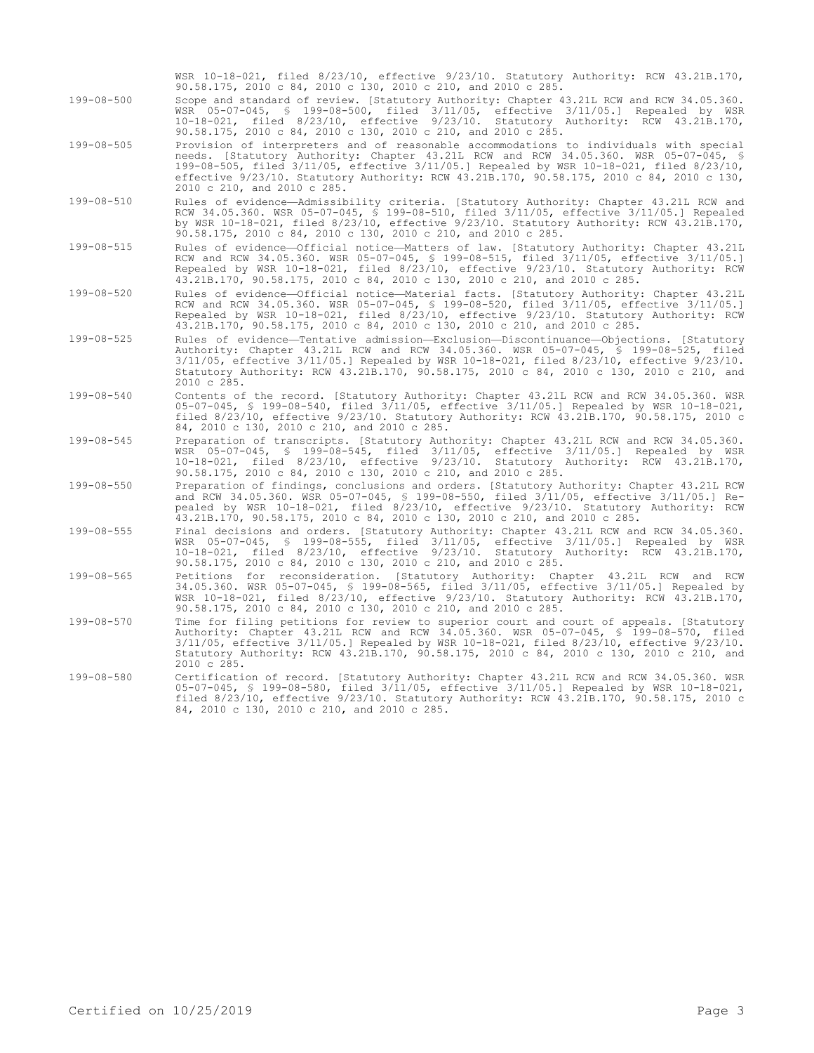WSR 10-18-021, filed 8/23/10, effective 9/23/10. Statutory Authority: RCW 43.21B.170, 90.58.175, 2010 c 84, 2010 c 130, 2010 c 210, and 2010 c 285.

199-08-500 Scope and standard of review. [Statutory Authority: Chapter 43.21L RCW and RCW 34.05.360. WSR 05-07-045, § 199-08-500, filed 3/11/05, effective 3/11/05.] Repealed by WSR 10-18-021, filed 8/23/10, effective 9/23/10. Statutory Authority: RCW 43.21B.170, 90.58.175, 2010 c 84, 2010 c 130, 2010 c 210, and 2010 c 285.

199-08-505 Provision of interpreters and of reasonable accommodations to individuals with special needs. [Statutory Authority: Chapter 43.21L RCW and RCW 34.05.360. WSR 05-07-045, § 199-08-505, filed 3/11/05, effective 3/11/05.] Repealed by WSR 10-18-021, filed 8/23/10, effective 9/23/10. Statutory Authority: RCW 43.21B.170, 90.58.175, 2010 c 84, 2010 c 130, 2010 c 210, and 2010 c 285.

199-08-510 Rules of evidence—Admissibility criteria. [Statutory Authority: Chapter 43.21L RCW and RCW 34.05.360. WSR 05-07-045, § 199-08-510, filed 3/11/05, effective 3/11/05.] Repealed by WSR 10-18-021, filed 8/23/10, effective 9/23/10. Statutory Authority: RCW 43.21B.170, 90.58.175, 2010 c 84, 2010 c 130, 2010 c 210, and 2010 c 285.

199-08-515 Rules of evidence—Official notice—Matters of law. [Statutory Authority: Chapter 43.21L RCW and RCW 34.05.360. WSR 05-07-045, § 199-08-515, filed 3/11/05, effective 3/11/05.] Repealed by WSR 10-18-021, filed 8/23/10, effective 9/23/10. Statutory Authority: RCW 43.21B.170, 90.58.175, 2010 c 84, 2010 c 130, 2010 c 210, and 2010 c 285.

199-08-520 Rules of evidence—Official notice—Material facts. [Statutory Authority: Chapter 43.21L RCW and RCW 34.05.360. WSR 05-07-045, § 199-08-520, filed 3/11/05, effective 3/11/05.] Repealed by WSR 10-18-021, filed 8/23/10, effective 9/23/10. Statutory Authority: RCW 43.21B.170, 90.58.175, 2010 c 84, 2010 c 130, 2010 c 210, and 2010 c 285.

199-08-525 Rules of evidence—Tentative admission—Exclusion—Discontinuance—Objections. [Statutory Authority: Chapter 43.21L RCW and RCW 34.05.360. WSR 05-07-045, § 199-08-525, filed 3/11/05, effective 3/11/05.] Repealed by WSR 10-18-021, filed 8/23/10, effective 9/23/10. Statutory Authority: RCW 43.21B.170, 90.58.175, 2010 c 84, 2010 c 130, 2010 c 210, and 2010 c 285.

199-08-540 Contents of the record. [Statutory Authority: Chapter 43.21L RCW and RCW 34.05.360. WSR 05-07-045, § 199-08-540, filed 3/11/05, effective 3/11/05.] Repealed by WSR 10-18-021, filed 8/23/10, effective 9/23/10. Statutory Authority: RCW 43.21B.170, 90.58.175, 2010 c 84, 2010 c 130, 2010 c 210, and 2010 c 285.

199-08-545 Preparation of transcripts. [Statutory Authority: Chapter 43.21L RCW and RCW 34.05.360. WSR 05-07-045, § 199-08-545, filed 3/11/05, effective 3/11/05.] Repealed by WSR 10-18-021, filed 8/23/10, effective 9/23/10. Statutory Authority: RCW 43.21B.170, 90.58.175, 2010 c 84, 2010 c 130, 2010 c 210, and 2010 c 285.

199-08-550 Preparation of findings, conclusions and orders. [Statutory Authority: Chapter 43.21L RCW and RCW 34.05.360. WSR 05-07-045, § 199-08-550, filed 3/11/05, effective 3/11/05.] Repealed by WSR 10-18-021, filed 8/23/10, effective 9/23/10. Statutory Authority: RCW 43.21B.170, 90.58.175, 2010 c 84, 2010 c 130, 2010 c 210, and 2010 c 285.

199-08-555 Final decisions and orders. [Statutory Authority: Chapter 43.21L RCW and RCW 34.05.360. WSR 05-07-045, § 199-08-555, filed 3/11/05, effective 3/11/05.] Repealed by WSR 10-18-021, filed 8/23/10, effective 9/23/10. Statutory Authority: RCW 43.21B.170, 90.58.175, 2010 c 84, 2010 c 130, 2010 c 210, and 2010 c 285.

199-08-565 Petitions for reconsideration. [Statutory Authority: Chapter 43.21L RCW and RCW 34.05.360. WSR 05-07-045, § 199-08-565, filed 3/11/05, effective 3/11/05.] Repealed by WSR 10-18-021, filed 8/23/10, effective 9/23/10. Statutory Authority: RCW 43.21B.170, 90.58.175, 2010 c 84, 2010 c 130, 2010 c 210, and 2010 c 285.

199-08-570 Time for filing petitions for review to superior court and court of appeals. [Statutory Authority: Chapter 43.21L RCW and RCW 34.05.360. WSR 05-07-045, § 199-08-570, filed 3/11/05, effective 3/11/05.] Repealed by WSR 10-18-021, filed 8/23/10, effective 9/23/10. Statutory Authority: RCW 43.21B.170, 90.58.175, 2010 c 84, 2010 c 130, 2010 c 210, and 2010 c 285.

199-08-580 Certification of record. [Statutory Authority: Chapter 43.21L RCW and RCW 34.05.360. WSR 05-07-045, § 199-08-580, filed 3/11/05, effective 3/11/05.] Repealed by WSR 10-18-021, filed 8/23/10, effective 9/23/10. Statutory Authority: RCW 43.21B.170, 90.58.175, 2010 c 84, 2010 c 130, 2010 c 210, and 2010 c 285.